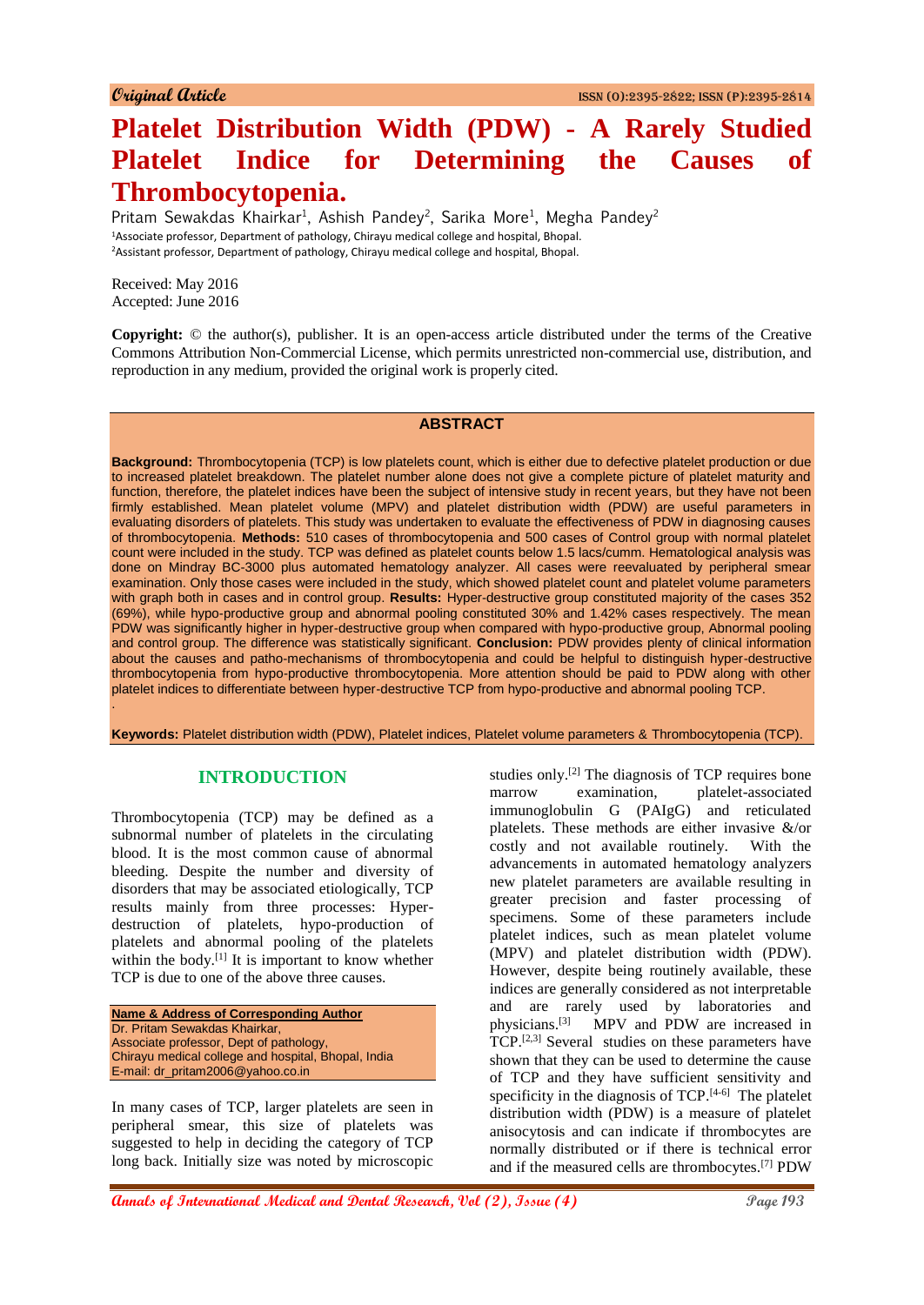Original Article

# Platelet Distribution Width (PDW) - A Rarely Studied Platelet Indice for Determining the Causes of Thrombocytopenia.

Pritam Sewakdas Khairkar[1], Ashish Pandey[2], Sarika More[1], Megha Pandey[2]

[1]Associate professor, Department of pathology, Chirayu medical college and hospital, Bhopal.
[2]Assistant professor, Department of pathology, Chirayu medical college and hospital, Bhopal.

Received: May 2016
Accepted: June 2016

**Copyright:** © the author(s), publisher. It is an open-access article distributed under the terms of the Creative Commons Attribution Non-Commercial License, which permits unrestricted non-commercial use, distribution, and reproduction in any medium, provided the original work is properly cited.

## ABSTRACT

**Background:** Thrombocytopenia (TCP) is low platelets count, which is either due to defective platelet production or due to increased platelet breakdown. The platelet number alone does not give a complete picture of platelet maturity and function, therefore, the platelet indices have been the subject of intensive study in recent years, but they have not been firmly established. Mean platelet volume (MPV) and platelet distribution width (PDW) are useful parameters in evaluating disorders of platelets. This study was undertaken to evaluate the effectiveness of PDW in diagnosing causes of thrombocytopenia. **Methods:** 510 cases of thrombocytopenia and 500 cases of Control group with normal platelet count were included in the study. TCP was defined as platelet counts below 1.5 lacs/cumm. Hematological analysis was done on Mindray BC-3000 plus automated hematology analyzer. All cases were reevaluated by peripheral smear examination. Only those cases were included in the study, which showed platelet count and platelet volume parameters with graph both in cases and in control group. **Results:** Hyper-destructive group constituted majority of the cases 352 (69%), while hypo-productive group and abnormal pooling constituted 30% and 1.42% cases respectively. The mean PDW was significantly higher in hyper-destructive group when compared with hypo-productive group, Abnormal pooling and control group. The difference was statistically significant. **Conclusion:** PDW provides plenty of clinical information about the causes and patho-mechanisms of thrombocytopenia and could be helpful to distinguish hyper-destructive thrombocytopenia from hypo-productive thrombocytopenia. More attention should be paid to PDW along with other platelet indices to differentiate between hyper-destructive TCP from hypo-productive and abnormal pooling TCP.

**Keywords:** Platelet distribution width (PDW), Platelet indices, Platelet volume parameters & Thrombocytopenia (TCP).

## INTRODUCTION

Thrombocytopenia (TCP) may be defined as a subnormal number of platelets in the circulating blood. It is the most common cause of abnormal bleeding. Despite the number and diversity of disorders that may be associated etiologically, TCP results mainly from three processes: Hyper-destruction of platelets, hypo-production of platelets and abnormal pooling of the platelets within the body.[1] It is important to know whether TCP is due to one of the above three causes.

**Name & Address of Corresponding Author**
Dr. Pritam Sewakdas Khairkar,
Associate professor, Dept of pathology,
Chirayu medical college and hospital, Bhopal, India
E-mail: dr_pritam2006@yahoo.co.in

In many cases of TCP, larger platelets are seen in peripheral smear, this size of platelets was suggested to help in deciding the category of TCP long back. Initially size was noted by microscopic studies only.[2] The diagnosis of TCP requires bone marrow examination, platelet-associated immunoglobulin G (PAIgG) and reticulated platelets. These methods are either invasive &/or costly and not available routinely. With the advancements in automated hematology analyzers new platelet parameters are available resulting in greater precision and faster processing of specimens. Some of these parameters include platelet indices, such as mean platelet volume (MPV) and platelet distribution width (PDW). However, despite being routinely available, these indices are generally considered as not interpretable and are rarely used by laboratories and physicians.[3] MPV and PDW are increased in TCP.[2,3] Several studies on these parameters have shown that they can be used to determine the cause of TCP and they have sufficient sensitivity and specificity in the diagnosis of TCP.[4-6] The platelet distribution width (PDW) is a measure of platelet anisocytosis and can indicate if thrombocytes are normally distributed or if there is technical error and if the measured cells are thrombocytes.[7] PDW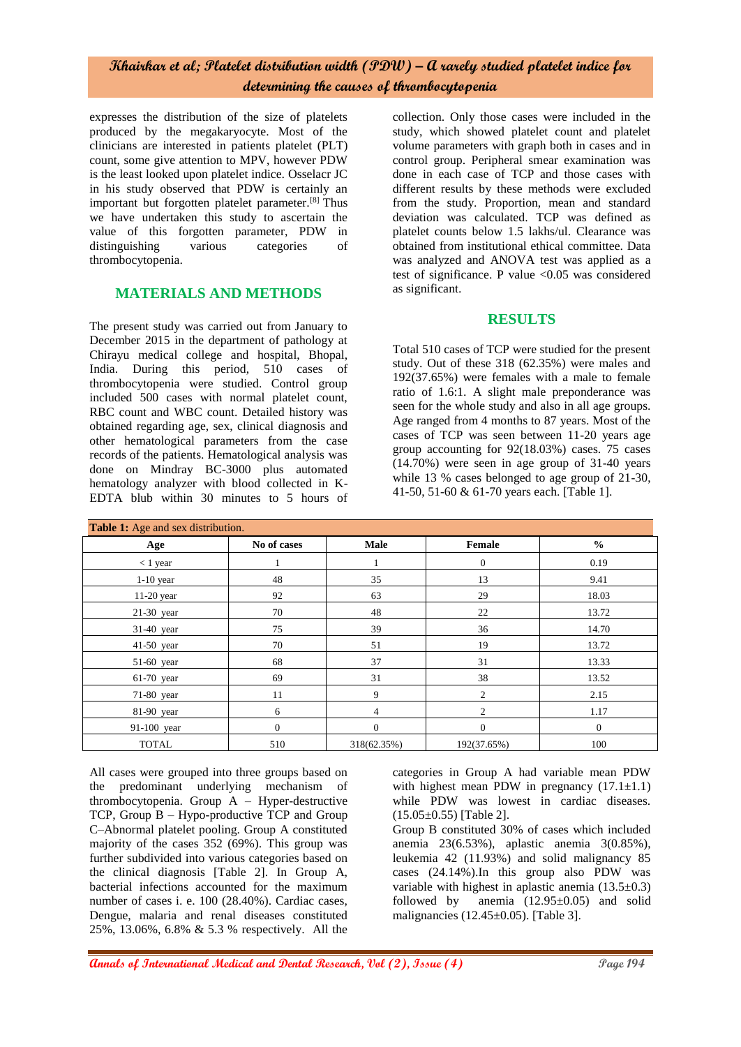expresses the distribution of the size of platelets produced by the megakaryocyte. Most of the clinicians are interested in patients platelet (PLT) count, some give attention to MPV, however PDW is the least looked upon platelet indice. Osselacr JC in his study observed that PDW is certainly an important but forgotten platelet parameter.[8] Thus we have undertaken this study to ascertain the value of this forgotten parameter, PDW in distinguishing various categories of thrombocytopenia.

## MATERIALS AND METHODS

The present study was carried out from January to December 2015 in the department of pathology at Chirayu medical college and hospital, Bhopal, India. During this period, 510 cases of thrombocytopenia were studied. Control group included 500 cases with normal platelet count, RBC count and WBC count. Detailed history was obtained regarding age, sex, clinical diagnosis and other hematological parameters from the case records of the patients. Hematological analysis was done on Mindray BC-3000 plus automated hematology analyzer with blood collected in K-EDTA blub within 30 minutes to 5 hours of collection. Only those cases were included in the study, which showed platelet count and platelet volume parameters with graph both in cases and in control group. Peripheral smear examination was done in each case of TCP and those cases with different results by these methods were excluded from the study. Proportion, mean and standard deviation was calculated. TCP was defined as platelet counts below 1.5 lakhs/ul. Clearance was obtained from institutional ethical committee. Data was analyzed and ANOVA test was applied as a test of significance. P value <0.05 was considered as significant.

## RESULTS

Total 510 cases of TCP were studied for the present study. Out of these 318 (62.35%) were males and 192(37.65%) were females with a male to female ratio of 1.6:1. A slight male preponderance was seen for the whole study and also in all age groups. Age ranged from 4 months to 87 years. Most of the cases of TCP was seen between 11-20 years age group accounting for 92(18.03%) cases. 75 cases (14.70%) were seen in age group of 31-40 years while 13 % cases belonged to age group of 21-30, 41-50, 51-60 & 61-70 years each. [Table 1].

**Table 1:** Age and sex distribution.

| Age | No of cases | Male | Female | % |
|---|---|---|---|---|
| < 1 year | 1 | 1 | 0 | 0.19 |
| 1-10 year | 48 | 35 | 13 | 9.41 |
| 11-20 year | 92 | 63 | 29 | 18.03 |
| 21-30 year | 70 | 48 | 22 | 13.72 |
| 31-40 year | 75 | 39 | 36 | 14.70 |
| 41-50 year | 70 | 51 | 19 | 13.72 |
| 51-60 year | 68 | 37 | 31 | 13.33 |
| 61-70 year | 69 | 31 | 38 | 13.52 |
| 71-80 year | 11 | 9 | 2 | 2.15 |
| 81-90 year | 6 | 4 | 2 | 1.17 |
| 91-100 year | 0 | 0 | 0 | 0 |
| TOTAL | 510 | 318(62.35%) | 192(37.65%) | 100 |

All cases were grouped into three groups based on the predominant underlying mechanism of thrombocytopenia. Group A – Hyper-destructive TCP, Group B – Hypo-productive TCP and Group C–Abnormal platelet pooling. Group A constituted majority of the cases 352 (69%). This group was further subdivided into various categories based on the clinical diagnosis [Table 2]. In Group A, bacterial infections accounted for the maximum number of cases i. e. 100 (28.40%). Cardiac cases, Dengue, malaria and renal diseases constituted 25%, 13.06%, 6.8% & 5.3 % respectively. All the categories in Group A had variable mean PDW with highest mean PDW in pregnancy (17.1±1.1) while PDW was lowest in cardiac diseases. (15.05±0.55) [Table 2].

Group B constituted 30% of cases which included anemia 23(6.53%), aplastic anemia 3(0.85%), leukemia 42 (11.93%) and solid malignancy 85 cases (24.14%).In this group also PDW was variable with highest in aplastic anemia (13.5±0.3) followed by anemia (12.95±0.05) and solid malignancies (12.45±0.05). [Table 3].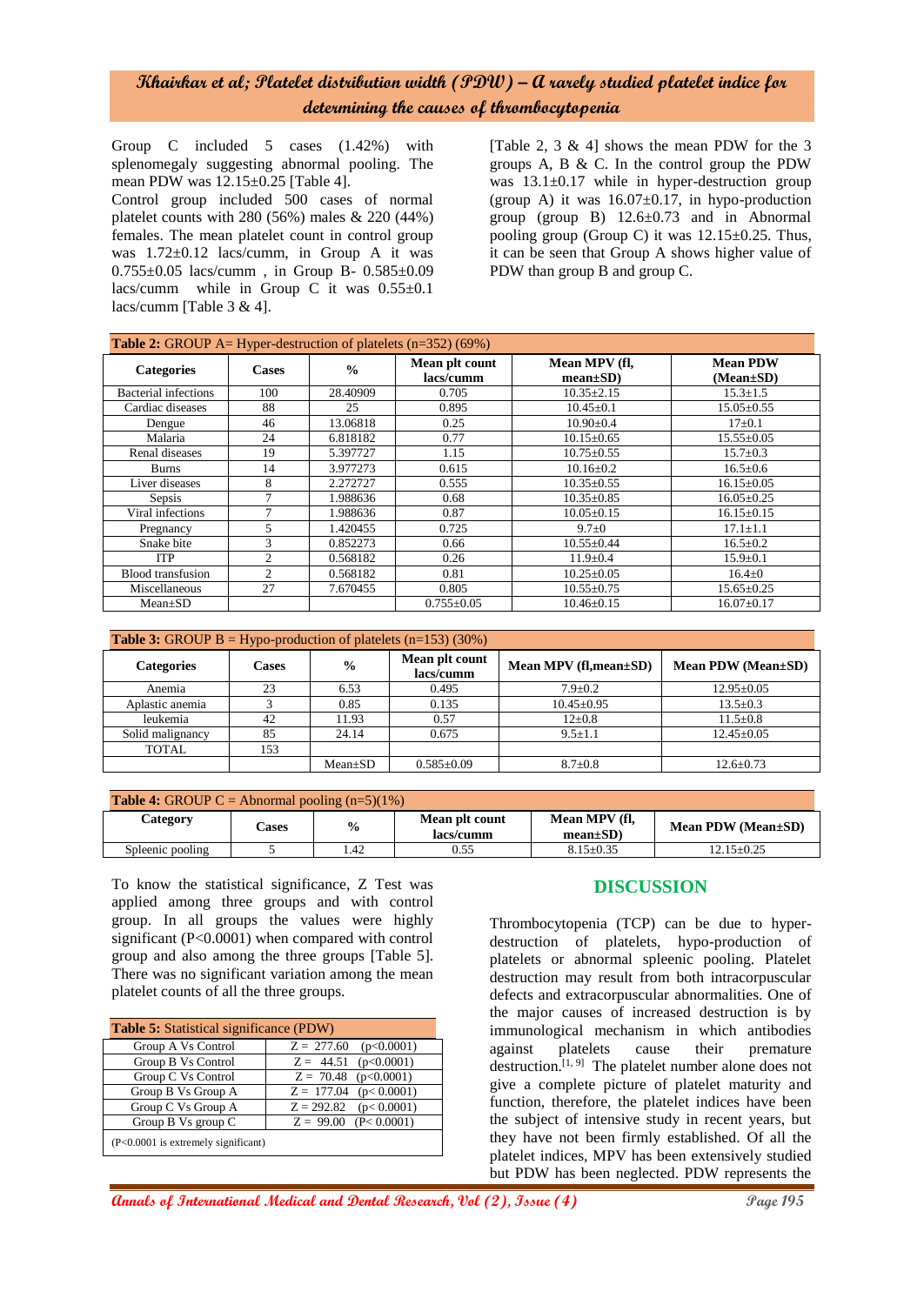Group C included 5 cases (1.42%) with splenomegaly suggesting abnormal pooling. The mean PDW was 12.15±0.25 [Table 4].

Control group included 500 cases of normal platelet counts with 280 (56%) males & 220 (44%) females. The mean platelet count in control group was 1.72±0.12 lacs/cumm, in Group A it was 0.755±0.05 lacs/cumm , in Group B- 0.585±0.09 lacs/cumm while in Group C it was 0.55±0.1 lacs/cumm [Table 3 & 4].

[Table 2, 3 & 4] shows the mean PDW for the 3 groups A, B & C. In the control group the PDW was 13.1±0.17 while in hyper-destruction group (group A) it was 16.07±0.17, in hypo-production group (group B) 12.6±0.73 and in Abnormal pooling group (Group C) it was 12.15±0.25. Thus, it can be seen that Group A shows higher value of PDW than group B and group C.

**Table 2:** GROUP A= Hyper-destruction of platelets (n=352) (69%)

| Categories | Cases | % | Mean plt count lacs/cumm | Mean MPV (fl, mean±SD) | Mean PDW (Mean±SD) |
|---|---|---|---|---|---|
| Bacterial infections | 100 | 28.40909 | 0.705 | 10.35±2.15 | 15.3±1.5 |
| Cardiac diseases | 88 | 25 | 0.895 | 10.45±0.1 | 15.05±0.55 |
| Dengue | 46 | 13.06818 | 0.25 | 10.90±0.4 | 17±0.1 |
| Malaria | 24 | 6.818182 | 0.77 | 10.15±0.65 | 15.55±0.05 |
| Renal diseases | 19 | 5.397727 | 1.15 | 10.75±0.55 | 15.7±0.3 |
| Burns | 14 | 3.977273 | 0.615 | 10.16±0.2 | 16.5±0.6 |
| Liver diseases | 8 | 2.272727 | 0.555 | 10.35±0.55 | 16.15±0.05 |
| Sepsis | 7 | 1.988636 | 0.68 | 10.35±0.85 | 16.05±0.25 |
| Viral infections | 7 | 1.988636 | 0.87 | 10.05±0.15 | 16.15±0.15 |
| Pregnancy | 5 | 1.420455 | 0.725 | 9.7±0 | 17.1±1.1 |
| Snake bite | 3 | 0.852273 | 0.66 | 10.55±0.44 | 16.5±0.2 |
| ITP | 2 | 0.568182 | 0.26 | 11.9±0.4 | 15.9±0.1 |
| Blood transfusion | 2 | 0.568182 | 0.81 | 10.25±0.05 | 16.4±0 |
| Miscellaneous | 27 | 7.670455 | 0.805 | 10.55±0.75 | 15.65±0.25 |
| Mean±SD | | | 0.755±0.05 | 10.46±0.15 | 16.07±0.17 |

**Table 3:** GROUP B = Hypo-production of platelets (n=153) (30%)

| Categories | Cases | % | Mean plt count lacs/cumm | Mean MPV (fl,mean±SD) | Mean PDW (Mean±SD) |
|---|---|---|---|---|---|
| Anemia | 23 | 6.53 | 0.495 | 7.9±0.2 | 12.95±0.05 |
| Aplastic anemia | 3 | 0.85 | 0.135 | 10.45±0.95 | 13.5±0.3 |
| leukemia | 42 | 11.93 | 0.57 | 12±0.8 | 11.5±0.8 |
| Solid malignancy | 85 | 24.14 | 0.675 | 9.5±1.1 | 12.45±0.05 |
| TOTAL | 153 | | | | |
| | | Mean±SD | 0.585±0.09 | 8.7±0.8 | 12.6±0.73 |

**Table 4:** GROUP C = Abnormal pooling (n=5)(1%)

| Category | Cases | % | Mean plt count lacs/cumm | Mean MPV (fl, mean±SD) | Mean PDW (Mean±SD) |
|---|---|---|---|---|---|
| Spleenic pooling | 5 | 1.42 | 0.55 | 8.15±0.35 | 12.15±0.25 |

To know the statistical significance, Z Test was applied among three groups and with control group. In all groups the values were highly significant ($P<0.0001$) when compared with control group and also among the three groups [Table 5]. There was no significant variation among the mean platelet counts of all the three groups.

**Table 5:** Statistical significance (PDW)

| | |
|---|---|
| Group A Vs Control | Z = 277.60 (p<0.0001) |
| Group B Vs Control | Z = 44.51 (p<0.0001) |
| Group C Vs Control | Z = 70.48 (p<0.0001) |
| Group B Vs Group A | Z = 177.04 (p< 0.0001) |
| Group C Vs Group A | Z = 292.82 (p< 0.0001) |
| Group B Vs group C | Z = 99.00 (P< 0.0001) |

(P<0.0001 is extremely significant)

## DISCUSSION

Thrombocytopenia (TCP) can be due to hyper-destruction of platelets, hypo-production of platelets or abnormal spleenic pooling. Platelet destruction may result from both intracorpuscular defects and extracorpuscular abnormalities. One of the major causes of increased destruction is by immunological mechanism in which antibodies against platelets cause their premature destruction.[1, 9] The platelet number alone does not give a complete picture of platelet maturity and function, therefore, the platelet indices have been the subject of intensive study in recent years, but they have not been firmly established. Of all the platelet indices, MPV has been extensively studied but PDW has been neglected. PDW represents the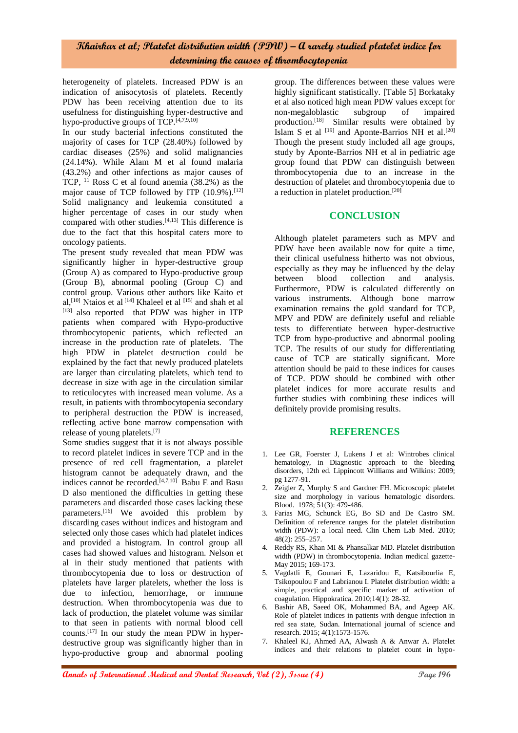heterogeneity of platelets. Increased PDW is an indication of anisocytosis of platelets. Recently PDW has been receiving attention due to its usefulness for distinguishing hyper-destructive and hypo-productive groups of TCP.[4,7,9,10]

In our study bacterial infections constituted the majority of cases for TCP (28.40%) followed by cardiac diseases (25%) and solid malignancies (24.14%). While Alam M et al found malaria (43.2%) and other infections as major causes of TCP, [11] Ross C et al found anemia (38.2%) as the major cause of TCP followed by ITP (10.9%).[12] Solid malignancy and leukemia constituted a higher percentage of cases in our study when compared with other studies.[4,13] This difference is due to the fact that this hospital caters more to oncology patients.

The present study revealed that mean PDW was significantly higher in hyper-destructive group (Group A) as compared to Hypo-productive group (Group B), abnormal pooling (Group C) and control group. Various other authors like Kaito et al,[10] Ntaios et al [14] Khaleel et al [15] and shah et al [13] also reported that PDW was higher in ITP patients when compared with Hypo-productive thrombocytopenic patients, which reflected an increase in the production rate of platelets. The high PDW in platelet destruction could be explained by the fact that newly produced platelets are larger than circulating platelets, which tend to decrease in size with age in the circulation similar to reticulocytes with increased mean volume. As a result, in patients with thrombocytopenia secondary to peripheral destruction the PDW is increased, reflecting active bone marrow compensation with release of young platelets.[7]

Some studies suggest that it is not always possible to record platelet indices in severe TCP and in the presence of red cell fragmentation, a platelet histogram cannot be adequately drawn, and the indices cannot be recorded.[4,7,10] Babu E and Basu D also mentioned the difficulties in getting these parameters and discarded those cases lacking these parameters.[16] We avoided this problem by discarding cases without indices and histogram and selected only those cases which had platelet indices and provided a histogram. In control group all cases had showed values and histogram. Nelson et al in their study mentioned that patients with thrombocytopenia due to loss or destruction of platelets have larger platelets, whether the loss is due to infection, hemorrhage, or immune destruction. When thrombocytopenia was due to lack of production, the platelet volume was similar to that seen in patients with normal blood cell counts.[17] In our study the mean PDW in hyper-destructive group was significantly higher than in hypo-productive group and abnormal pooling group. The differences between these values were highly significant statistically. [Table 5] Borkataky et al also noticed high mean PDW values except for non-megaloblastic subgroup of impaired production.[18] Similar results were obtained by Islam S et al [19] and Aponte-Barrios NH et al.[20] Though the present study included all age groups, study by Aponte-Barrios NH et al in pediatric age group found that PDW can distinguish between thrombocytopenia due to an increase in the destruction of platelet and thrombocytopenia due to a reduction in platelet production.[20]

## CONCLUSION

Although platelet parameters such as MPV and PDW have been available now for quite a time, their clinical usefulness hitherto was not obvious, especially as they may be influenced by the delay between blood collection and analysis. Furthermore, PDW is calculated differently on various instruments. Although bone marrow examination remains the gold standard for TCP, MPV and PDW are definitely useful and reliable tests to differentiate between hyper-destructive TCP from hypo-productive and abnormal pooling TCP. The results of our study for differentiating cause of TCP are statically significant. More attention should be paid to these indices for causes of TCP. PDW should be combined with other platelet indices for more accurate results and further studies with combining these indices will definitely provide promising results.

## REFERENCES

1. Lee GR, Foerster J, Lukens J et al: Wintrobes clinical hematology, in Diagnostic approach to the bleeding disorders, 12th ed. Lippincott Williams and Wilkins: 2009; pg 1277-91.
2. Zeigler Z, Murphy S and Gardner FH. Microscopic platelet size and morphology in various hematologic disorders. Blood. 1978; 51(3): 479-486.
3. Farias MG, Schunck EG, Bo SD and De Castro SM. Definition of reference ranges for the platelet distribution width (PDW): a local need. Clin Chem Lab Med. 2010; 48(2): 255–257.
4. Reddy RS, Khan MI & Phansalkar MD. Platelet distribution width (PDW) in thrombocytopenia. Indian medical gazette-May 2015; 169-173.
5. Vagdatli E, Gounari E, Lazaridou E, Katsibourlia E, Tsikopoulou F and Labrianou I. Platelet distribution width: a simple, practical and specific marker of activation of coagulation. Hippokratica. 2010;14(1): 28-32.
6. Bashir AB, Saeed OK, Mohammed BA, and Ageep AK. Role of platelet indices in patients with dengue infection in red sea state, Sudan. International journal of science and research. 2015; 4(1):1573-1576.
7. Khaleel KJ, Ahmed AA, Alwash A & Anwar A. Platelet indices and their relations to platelet count in hypo-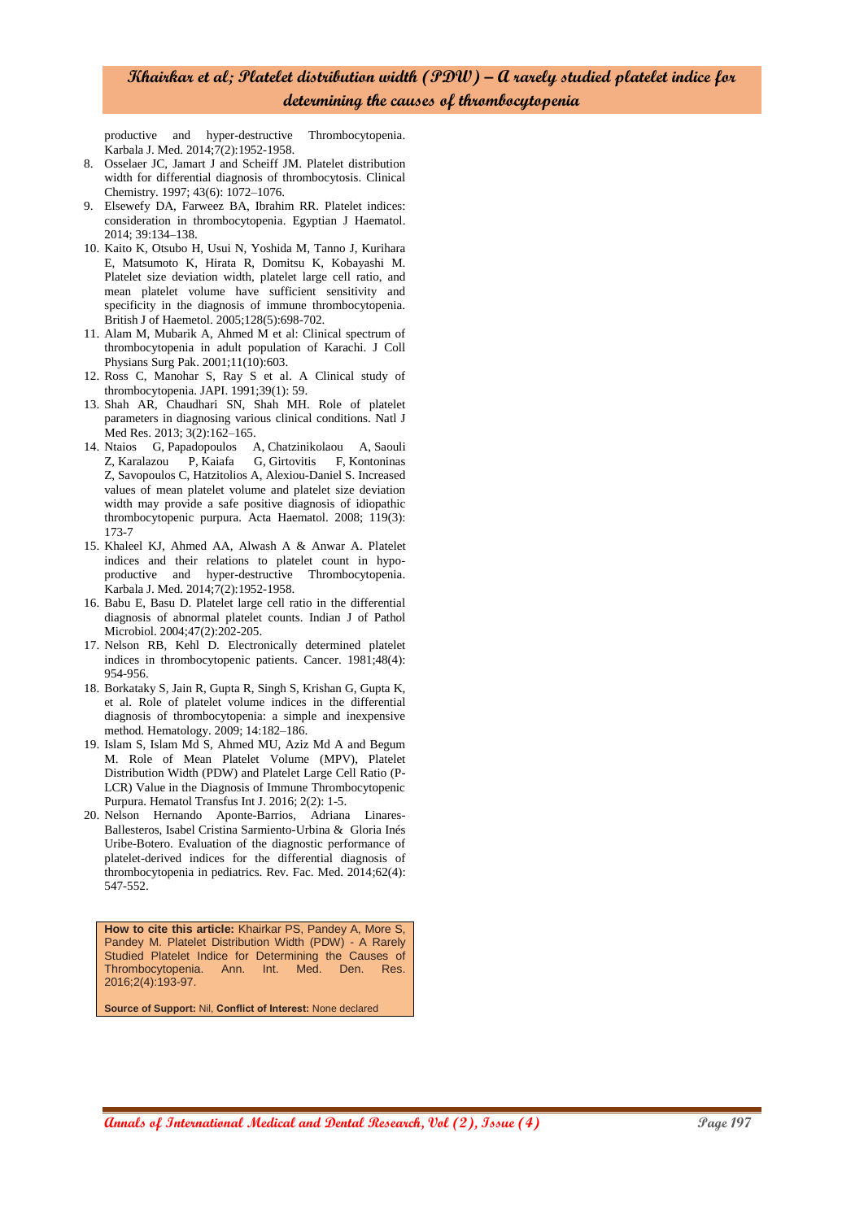productive and hyper-destructive Thrombocytopenia. Karbala J. Med. 2014;7(2):1952-1958.

8. Osselaer JC, Jamart J and Scheiff JM. Platelet distribution width for differential diagnosis of thrombocytosis. Clinical Chemistry. 1997; 43(6): 1072–1076.
9. Elsewefy DA, Farweez BA, Ibrahim RR. Platelet indices: consideration in thrombocytopenia. Egyptian J Haematol. 2014; 39:134–138.
10. Kaito K, Otsubo H, Usui N, Yoshida M, Tanno J, Kurihara E, Matsumoto K, Hirata R, Domitsu K, Kobayashi M. Platelet size deviation width, platelet large cell ratio, and mean platelet volume have sufficient sensitivity and specificity in the diagnosis of immune thrombocytopenia. British J of Haemetol. 2005;128(5):698-702.
11. Alam M, Mubarik A, Ahmed M et al: Clinical spectrum of thrombocytopenia in adult population of Karachi. J Coll Physians Surg Pak. 2001;11(10):603.
12. Ross C, Manohar S, Ray S et al. A Clinical study of thrombocytopenia. JAPI. 1991;39(1): 59.
13. Shah AR, Chaudhari SN, Shah MH. Role of platelet parameters in diagnosing various clinical conditions. Natl J Med Res. 2013; 3(2):162–165.
14. Ntaios G, Papadopoulos A, Chatzinikolaou A, Saouli Z, Karalazou P, Kaiafa G, Girtovitis F, Kontoninas Z, Savopoulos C, Hatzitolios A, Alexiou-Daniel S. Increased values of mean platelet volume and platelet size deviation width may provide a safe positive diagnosis of idiopathic thrombocytopenic purpura. Acta Haematol. 2008; 119(3): 173-7
15. Khaleel KJ, Ahmed AA, Alwash A & Anwar A. Platelet indices and their relations to platelet count in hypo-productive and hyper-destructive Thrombocytopenia. Karbala J. Med. 2014;7(2):1952-1958.
16. Babu E, Basu D. Platelet large cell ratio in the differential diagnosis of abnormal platelet counts. Indian J of Pathol Microbiol. 2004;47(2):202-205.
17. Nelson RB, Kehl D. Electronically determined platelet indices in thrombocytopenic patients. Cancer. 1981;48(4): 954-956.
18. Borkataky S, Jain R, Gupta R, Singh S, Krishan G, Gupta K, et al. Role of platelet volume indices in the differential diagnosis of thrombocytopenia: a simple and inexpensive method. Hematology. 2009; 14:182–186.
19. Islam S, Islam Md S, Ahmed MU, Aziz Md A and Begum M. Role of Mean Platelet Volume (MPV), Platelet Distribution Width (PDW) and Platelet Large Cell Ratio (P-LCR) Value in the Diagnosis of Immune Thrombocytopenic Purpura. Hematol Transfus Int J. 2016; 2(2): 1-5.
20. Nelson Hernando Aponte-Barrios, Adriana Linares-Ballesteros, Isabel Cristina Sarmiento-Urbina & Gloria Inés Uribe-Botero. Evaluation of the diagnostic performance of platelet-derived indices for the differential diagnosis of thrombocytopenia in pediatrics. Rev. Fac. Med. 2014;62(4): 547-552.

**How to cite this article:** Khairkar PS, Pandey A, More S, Pandey M. Platelet Distribution Width (PDW) - A Rarely Studied Platelet Indice for Determining the Causes of Thrombocytopenia. Ann. Int. Med. Den. Res. 2016;2(4):193-97.

**Source of Support:** Nil, **Conflict of Interest:** None declared